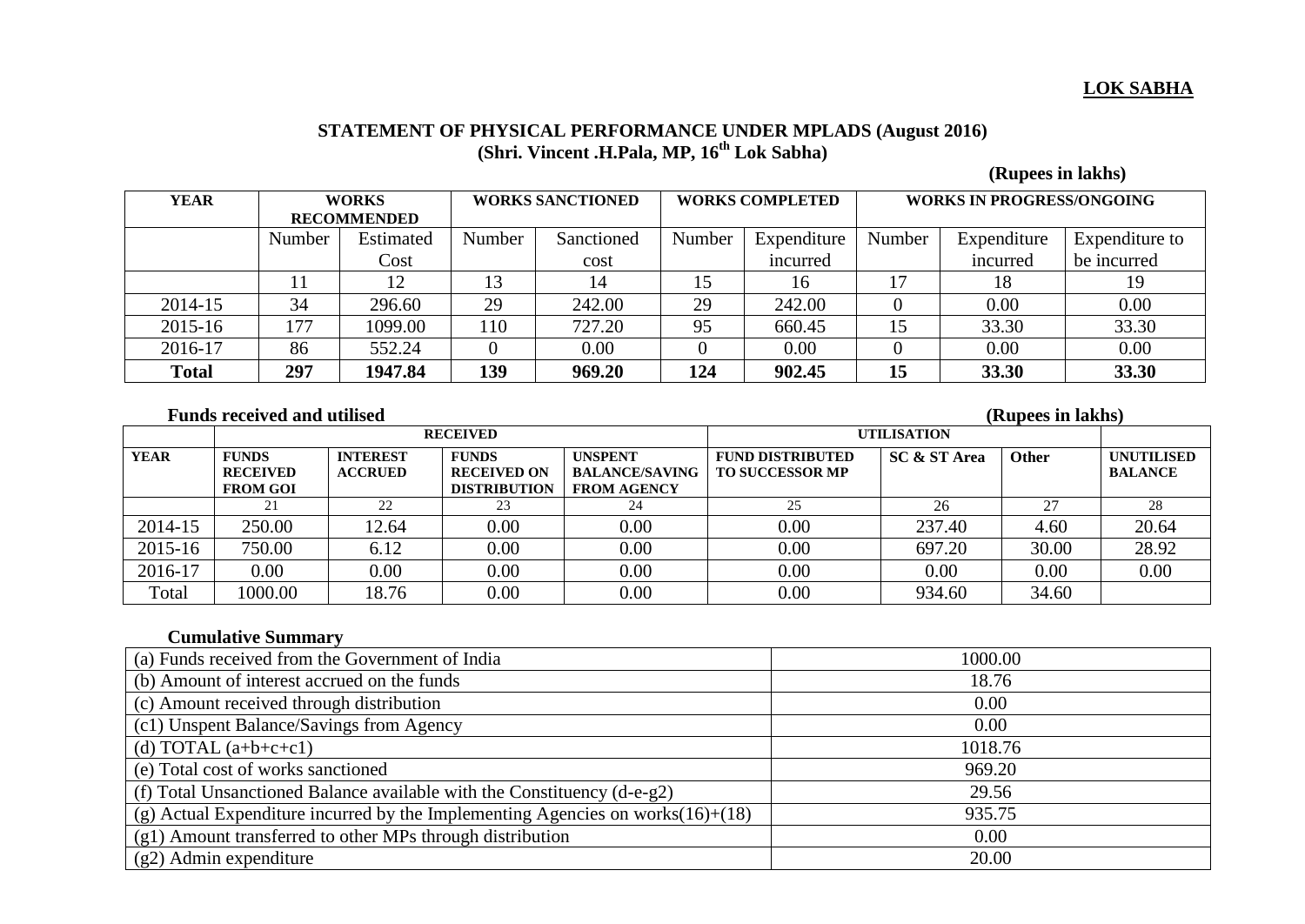**LOK SABHA**

**STATEMENT OF PHYSICAL PERFORMANCE UNDER MPLADS (August 2016)**
**(Shri. Vincent .H.Pala, MP, 16th Lok Sabha)**

**(Rupees in lakhs)**

| YEAR | WORKS RECOMMENDED | | WORKS SANCTIONED | | WORKS COMPLETED | | WORKS IN PROGRESS/ONGOING | | |
|---|---|---|---|---|---|---|---|---|---|
| | Number | Estimated Cost | Number | Sanctioned cost | Number | Expenditure incurred | Number | Expenditure incurred | Expenditure to be incurred |
| | 11 | 12 | 13 | 14 | 15 | 16 | 17 | 18 | 19 |
| 2014-15 | 34 | 296.60 | 29 | 242.00 | 29 | 242.00 | 0 | 0.00 | 0.00 |
| 2015-16 | 177 | 1099.00 | 110 | 727.20 | 95 | 660.45 | 15 | 33.30 | 33.30 |
| 2016-17 | 86 | 552.24 | 0 | 0.00 | 0 | 0.00 | 0 | 0.00 | 0.00 |
| **Total** | **297** | **1947.84** | **139** | **969.20** | **124** | **902.45** | **15** | **33.30** | **33.30** |

**Funds received and utilised** **(Rupees in lakhs)**

| | RECEIVED | | | | UTILISATION | | | |
|---|---|---|---|---|---|---|---|---|
| YEAR | FUNDS RECEIVED FROM GOI | INTEREST ACCRUED | FUNDS RECEIVED ON DISTRIBUTION | UNSPENT BALANCE/SAVING FROM AGENCY | FUND DISTRIBUTED TO SUCCESSOR MP | SC & ST Area | Other | UNUTILISED BALANCE |
| | 21 | 22 | 23 | 24 | 25 | 26 | 27 | 28 |
| 2014-15 | 250.00 | 12.64 | 0.00 | 0.00 | 0.00 | 237.40 | 4.60 | 20.64 |
| 2015-16 | 750.00 | 6.12 | 0.00 | 0.00 | 0.00 | 697.20 | 30.00 | 28.92 |
| 2016-17 | 0.00 | 0.00 | 0.00 | 0.00 | 0.00 | 0.00 | 0.00 | 0.00 |
| Total | 1000.00 | 18.76 | 0.00 | 0.00 | 0.00 | 934.60 | 34.60 | |

**Cumulative Summary**

| | |
|---|---|
| (a) Funds received from the Government of India | 1000.00 |
| (b) Amount of interest accrued on the funds | 18.76 |
| (c) Amount received through distribution | 0.00 |
| (c1) Unspent Balance/Savings from Agency | 0.00 |
| (d) TOTAL (a+b+c+c1) | 1018.76 |
| (e) Total cost of works sanctioned | 969.20 |
| (f) Total Unsanctioned Balance available with the Constituency (d-e-g2) | 29.56 |
| (g) Actual Expenditure incurred by the Implementing Agencies on works(16)+(18) | 935.75 |
| (g1) Amount transferred to other MPs through distribution | 0.00 |
| (g2) Admin expenditure | 20.00 |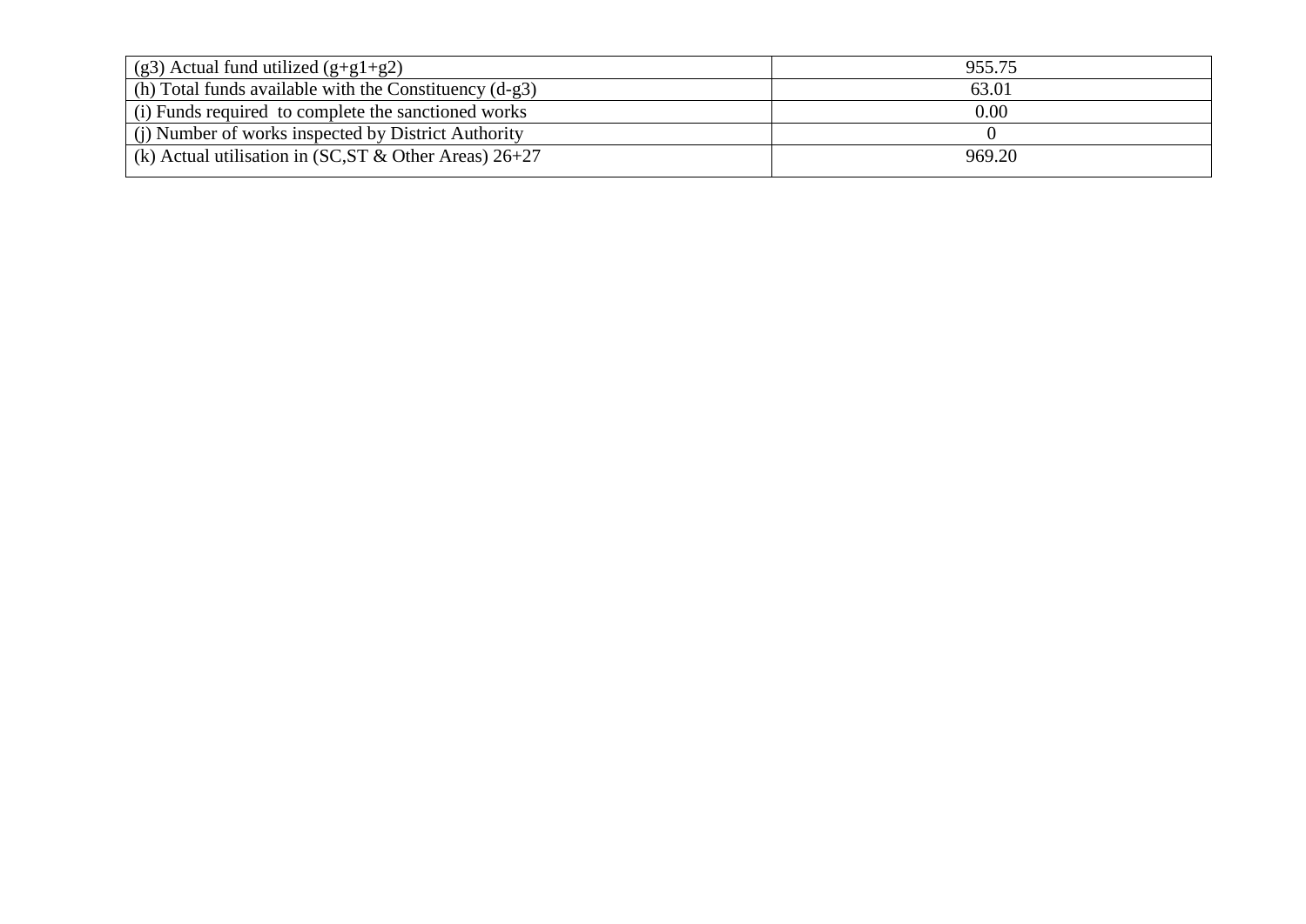| | |
|---|---|
| (g3) Actual fund utilized (g+g1+g2) | 955.75 |
| (h) Total funds available with the Constituency (d-g3) | 63.01 |
| (i) Funds required  to complete the sanctioned works | 0.00 |
| (j) Number of works inspected by District Authority | 0 |
| (k) Actual utilisation in (SC,ST & Other Areas) 26+27 | 969.20 |